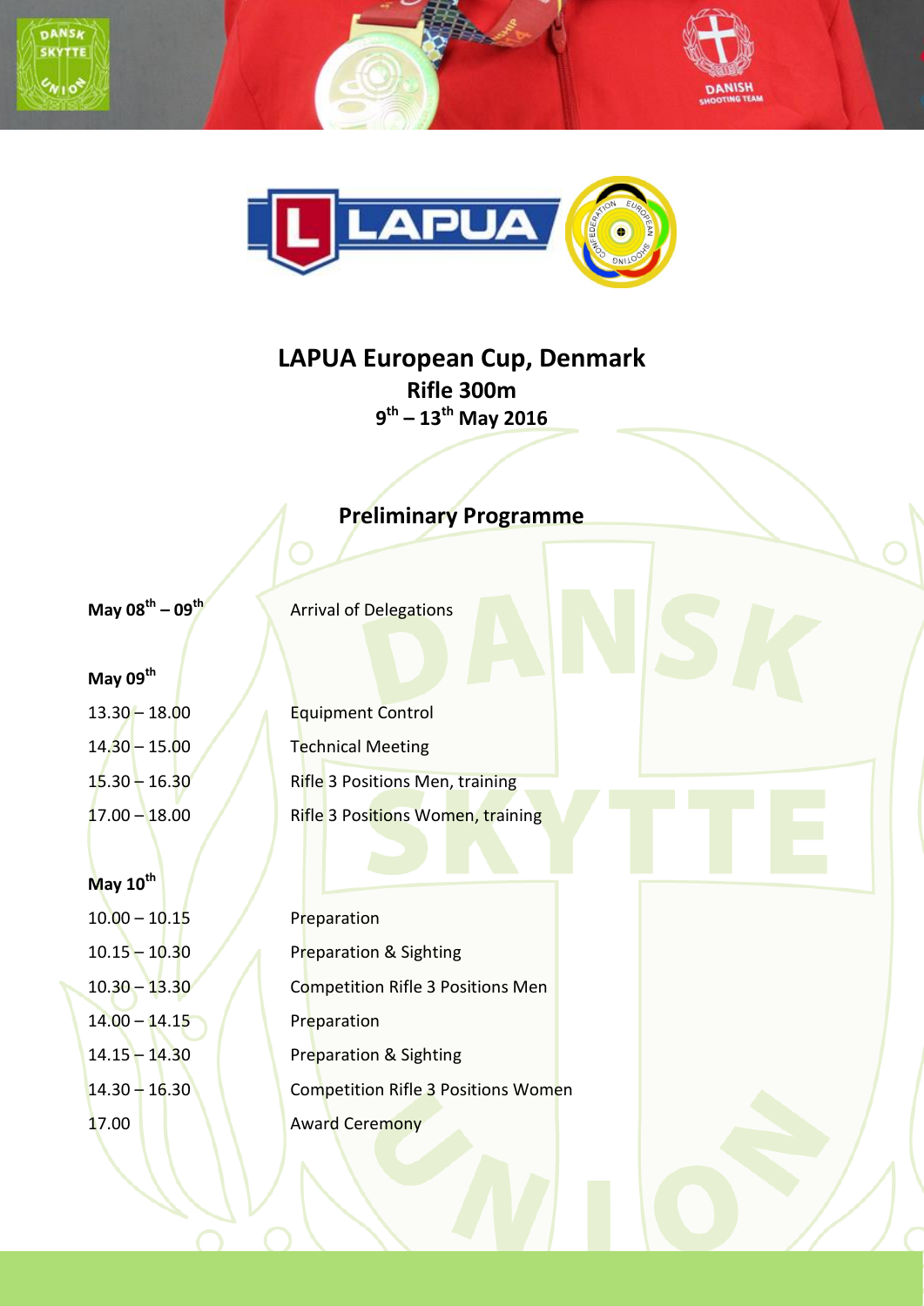# LAPUA European Cup, Denmark

## Rifle 300m

## 9th – 13th May 2016

### Preliminary Programme

| | |
|---|---|
| **May 08th – 09th** | Arrival of Delegations |

**May 09th**

| | |
|---|---|
| 13.30 – 18.00 | Equipment Control |
| 14.30 – 15.00 | Technical Meeting |
| 15.30 – 16.30 | Rifle 3 Positions Men, training |
| 17.00 – 18.00 | Rifle 3 Positions Women, training |

**May 10th**

| | |
|---|---|
| 10.00 – 10.15 | Preparation |
| 10.15 – 10.30 | Preparation & Sighting |
| 10.30 – 13.30 | Competition Rifle 3 Positions Men |
| 14.00 – 14.15 | Preparation |
| 14.15 – 14.30 | Preparation & Sighting |
| 14.30 – 16.30 | Competition Rifle 3 Positions Women |
| 17.00 | Award Ceremony |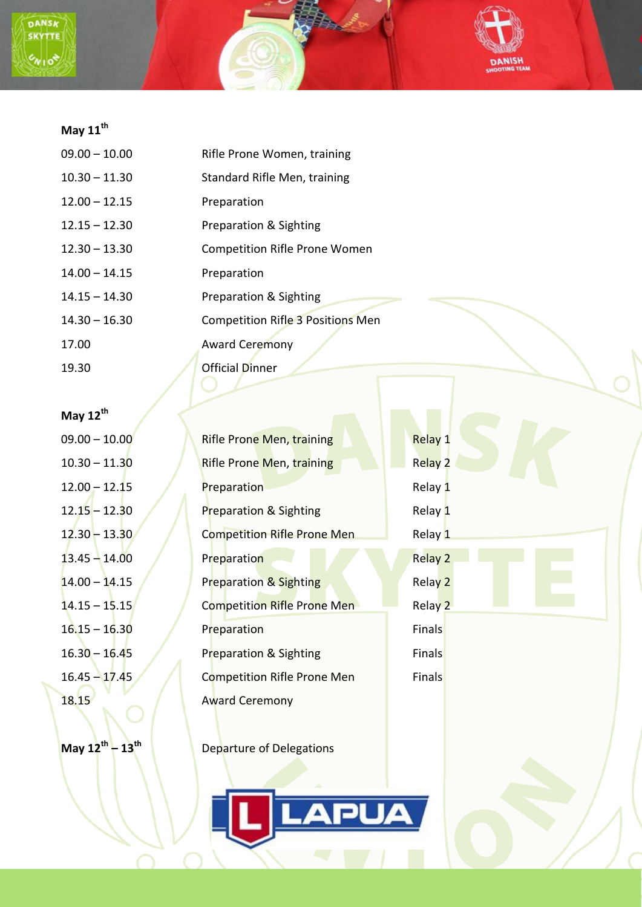**May 11th**

| | |
|---|---|
| 09.00 – 10.00 | Rifle Prone Women, training |
| 10.30 – 11.30 | Standard Rifle Men, training |
| 12.00 – 12.15 | Preparation |
| 12.15 – 12.30 | Preparation & Sighting |
| 12.30 – 13.30 | Competition Rifle Prone Women |
| 14.00 – 14.15 | Preparation |
| 14.15 – 14.30 | Preparation & Sighting |
| 14.30 – 16.30 | Competition Rifle 3 Positions Men |
| 17.00 | Award Ceremony |
| 19.30 | Official Dinner |

**May 12th**

| | | |
|---|---|---|
| 09.00 – 10.00 | Rifle Prone Men, training | Relay 1 |
| 10.30 – 11.30 | Rifle Prone Men, training | Relay 2 |
| 12.00 – 12.15 | Preparation | Relay 1 |
| 12.15 – 12.30 | Preparation & Sighting | Relay 1 |
| 12.30 – 13.30 | Competition Rifle Prone Men | Relay 1 |
| 13.45 – 14.00 | Preparation | Relay 2 |
| 14.00 – 14.15 | Preparation & Sighting | Relay 2 |
| 14.15 – 15.15 | Competition Rifle Prone Men | Relay 2 |
| 16.15 – 16.30 | Preparation | Finals |
| 16.30 – 16.45 | Preparation & Sighting | Finals |
| 16.45 – 17.45 | Competition Rifle Prone Men | Finals |
| 18.15 | Award Ceremony | |

**May 12th – 13th** Departure of Delegations